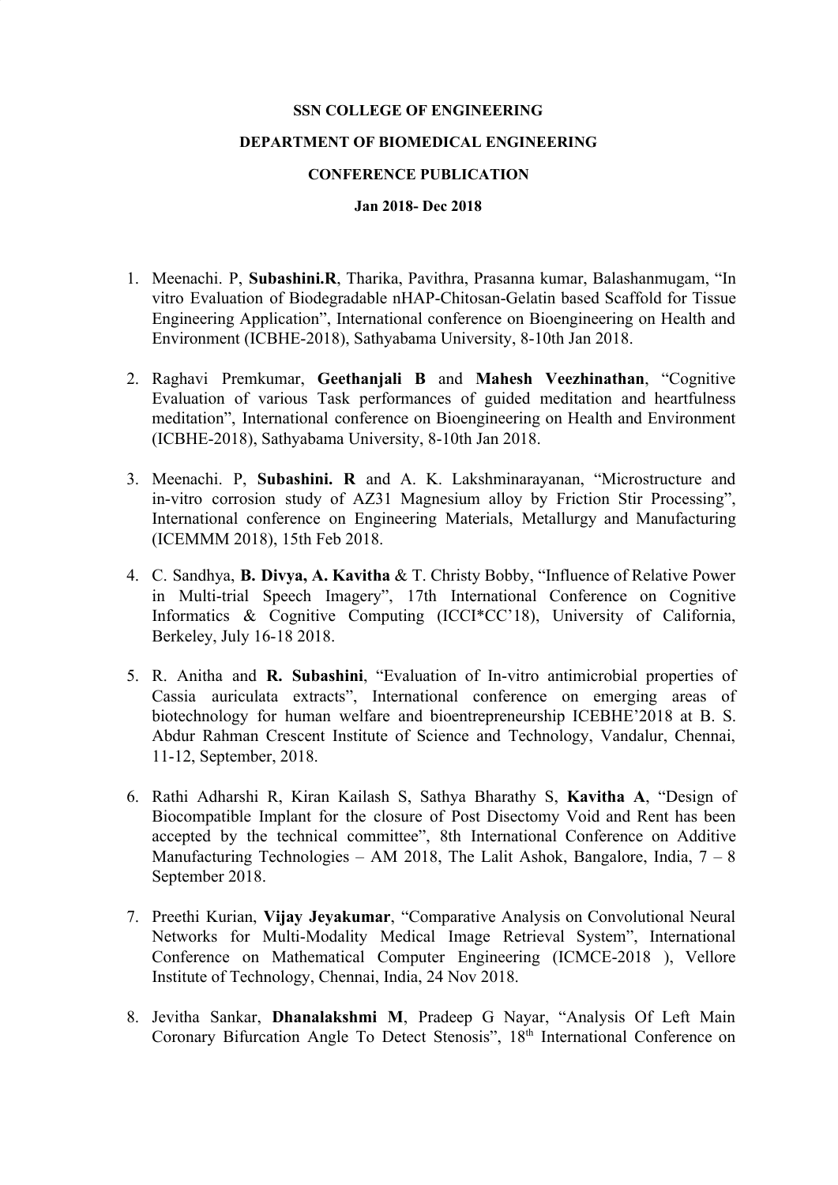**SSN COLLEGE OF ENGINEERING**

**DEPARTMENT OF BIOMEDICAL ENGINEERING**

**CONFERENCE PUBLICATION**

**Jan 2018- Dec 2018**

1. Meenachi. P, **Subashini.R**, Tharika, Pavithra, Prasanna kumar, Balashanmugam, "In vitro Evaluation of Biodegradable nHAP-Chitosan-Gelatin based Scaffold for Tissue Engineering Application", International conference on Bioengineering on Health and Environment (ICBHE-2018), Sathyabama University, 8-10th Jan 2018.

2. Raghavi Premkumar, **Geethanjali B** and **Mahesh Veezhinathan**, "Cognitive Evaluation of various Task performances of guided meditation and heartfulness meditation", International conference on Bioengineering on Health and Environment (ICBHE-2018), Sathyabama University, 8-10th Jan 2018.

3. Meenachi. P, **Subashini. R** and A. K. Lakshminarayanan, "Microstructure and in-vitro corrosion study of AZ31 Magnesium alloy by Friction Stir Processing", International conference on Engineering Materials, Metallurgy and Manufacturing (ICEMMM 2018), 15th Feb 2018.

4. C. Sandhya, **B. Divya, A. Kavitha** & T. Christy Bobby, "Influence of Relative Power in Multi-trial Speech Imagery", 17th International Conference on Cognitive Informatics & Cognitive Computing (ICCI*CC'18), University of California, Berkeley, July 16-18 2018.

5. R. Anitha and **R. Subashini**, "Evaluation of In-vitro antimicrobial properties of Cassia auriculata extracts", International conference on emerging areas of biotechnology for human welfare and bioentrepreneurship ICEBHE'2018 at B. S. Abdur Rahman Crescent Institute of Science and Technology, Vandalur, Chennai, 11-12, September, 2018.

6. Rathi Adharshi R, Kiran Kailash S, Sathya Bharathy S, **Kavitha A**, "Design of Biocompatible Implant for the closure of Post Disectomy Void and Rent has been accepted by the technical committee", 8th International Conference on Additive Manufacturing Technologies – AM 2018, The Lalit Ashok, Bangalore, India, 7 – 8 September 2018.

7. Preethi Kurian, **Vijay Jeyakumar**, "Comparative Analysis on Convolutional Neural Networks for Multi-Modality Medical Image Retrieval System", International Conference on Mathematical Computer Engineering (ICMCE-2018 ), Vellore Institute of Technology, Chennai, India, 24 Nov 2018.

8. Jevitha Sankar, **Dhanalakshmi M**, Pradeep G Nayar, "Analysis Of Left Main Coronary Bifurcation Angle To Detect Stenosis", 18th International Conference on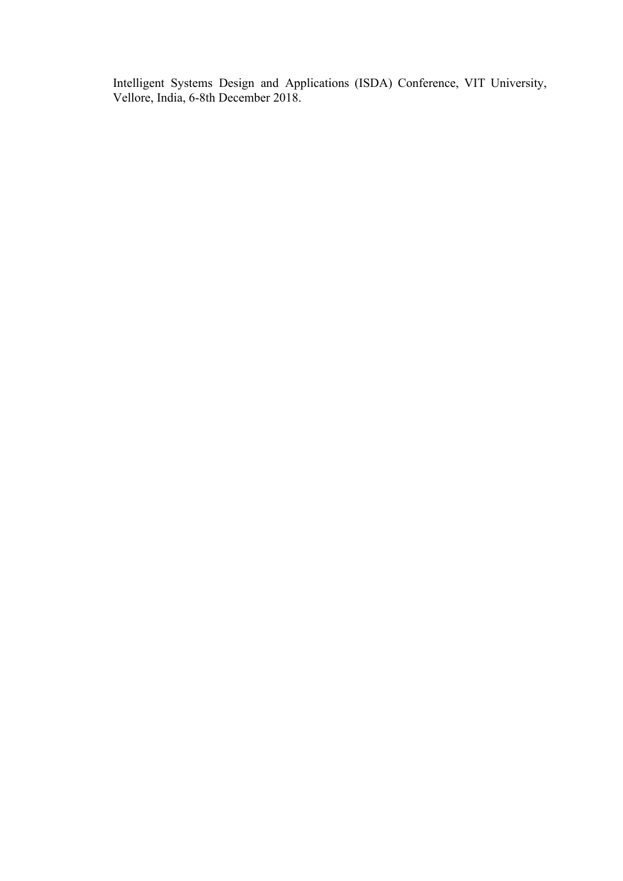Intelligent Systems Design and Applications (ISDA) Conference, VIT University, Vellore, India, 6-8th December 2018.